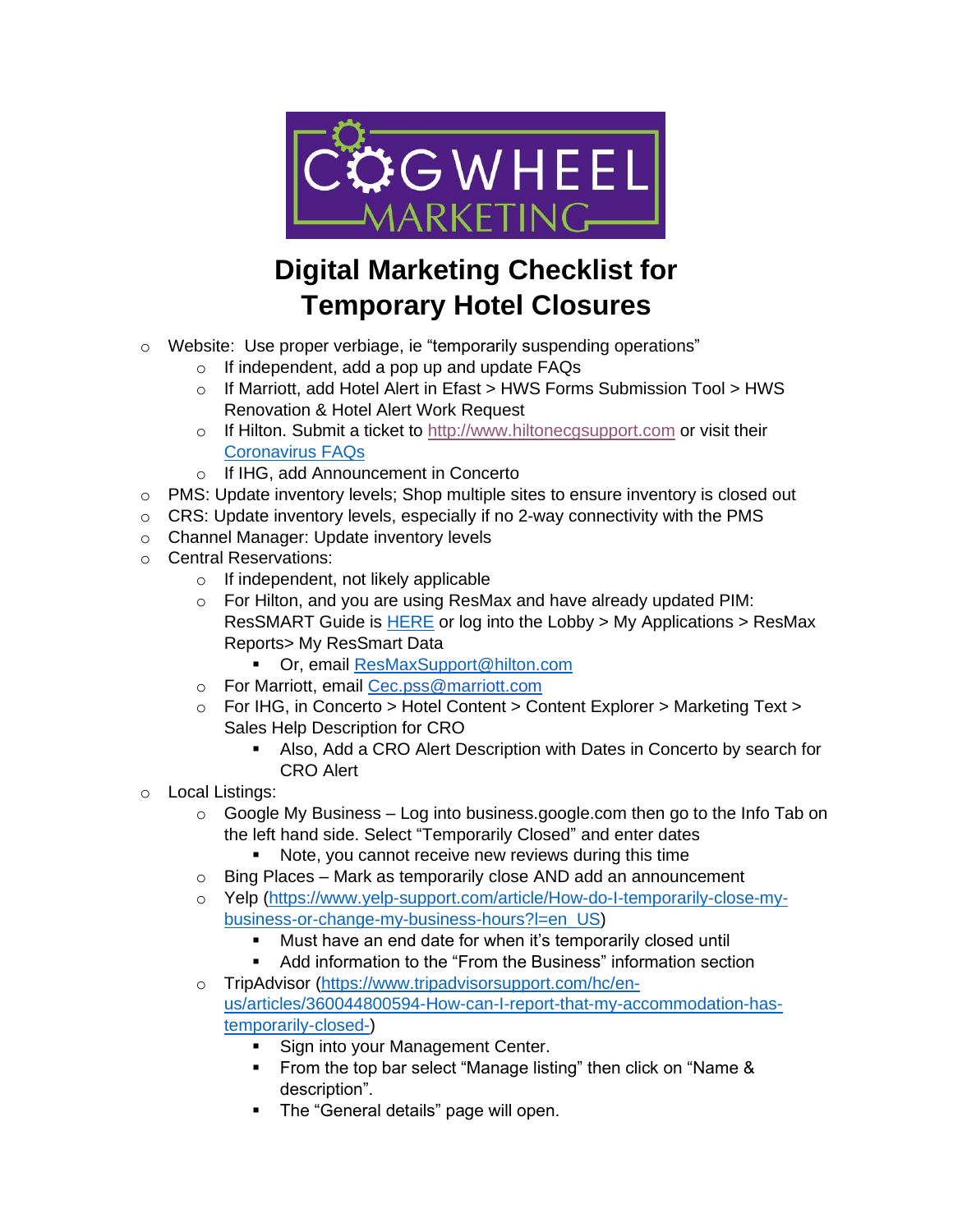# Digital Marketing Checklist for Temporary Hotel Closures

- Website: Use proper verbiage, ie "temporarily suspending operations"
  - If independent, add a pop up and update FAQs
  - If Marriott, add Hotel Alert in Efast > HWS Forms Submission Tool > HWS Renovation & Hotel Alert Work Request
  - If Hilton. Submit a ticket to http://www.hiltonecgsupport.com or visit their Coronavirus FAQs
  - If IHG, add Announcement in Concerto
- PMS: Update inventory levels; Shop multiple sites to ensure inventory is closed out
- CRS: Update inventory levels, especially if no 2-way connectivity with the PMS
- Channel Manager: Update inventory levels
- Central Reservations:
  - If independent, not likely applicable
  - For Hilton, and you are using ResMax and have already updated PIM: ResSMART Guide is HERE or log into the Lobby > My Applications > ResMax Reports> My ResSmart Data
    - Or, email ResMaxSupport@hilton.com
  - For Marriott, email Cec.pss@marriott.com
  - For IHG, in Concerto > Hotel Content > Content Explorer > Marketing Text > Sales Help Description for CRO
    - Also, Add a CRO Alert Description with Dates in Concerto by search for CRO Alert
- Local Listings:
  - Google My Business – Log into business.google.com then go to the Info Tab on the left hand side. Select "Temporarily Closed" and enter dates
    - Note, you cannot receive new reviews during this time
  - Bing Places – Mark as temporarily close AND add an announcement
  - Yelp (https://www.yelp-support.com/article/How-do-I-temporarily-close-my-business-or-change-my-business-hours?l=en_US)
    - Must have an end date for when it's temporarily closed until
    - Add information to the "From the Business" information section
  - TripAdvisor (https://www.tripadvisorsupport.com/hc/en-us/articles/360044800594-How-can-I-report-that-my-accommodation-has-temporarily-closed-)
    - Sign into your Management Center.
    - From the top bar select "Manage listing" then click on "Name & description".
    - The "General details" page will open.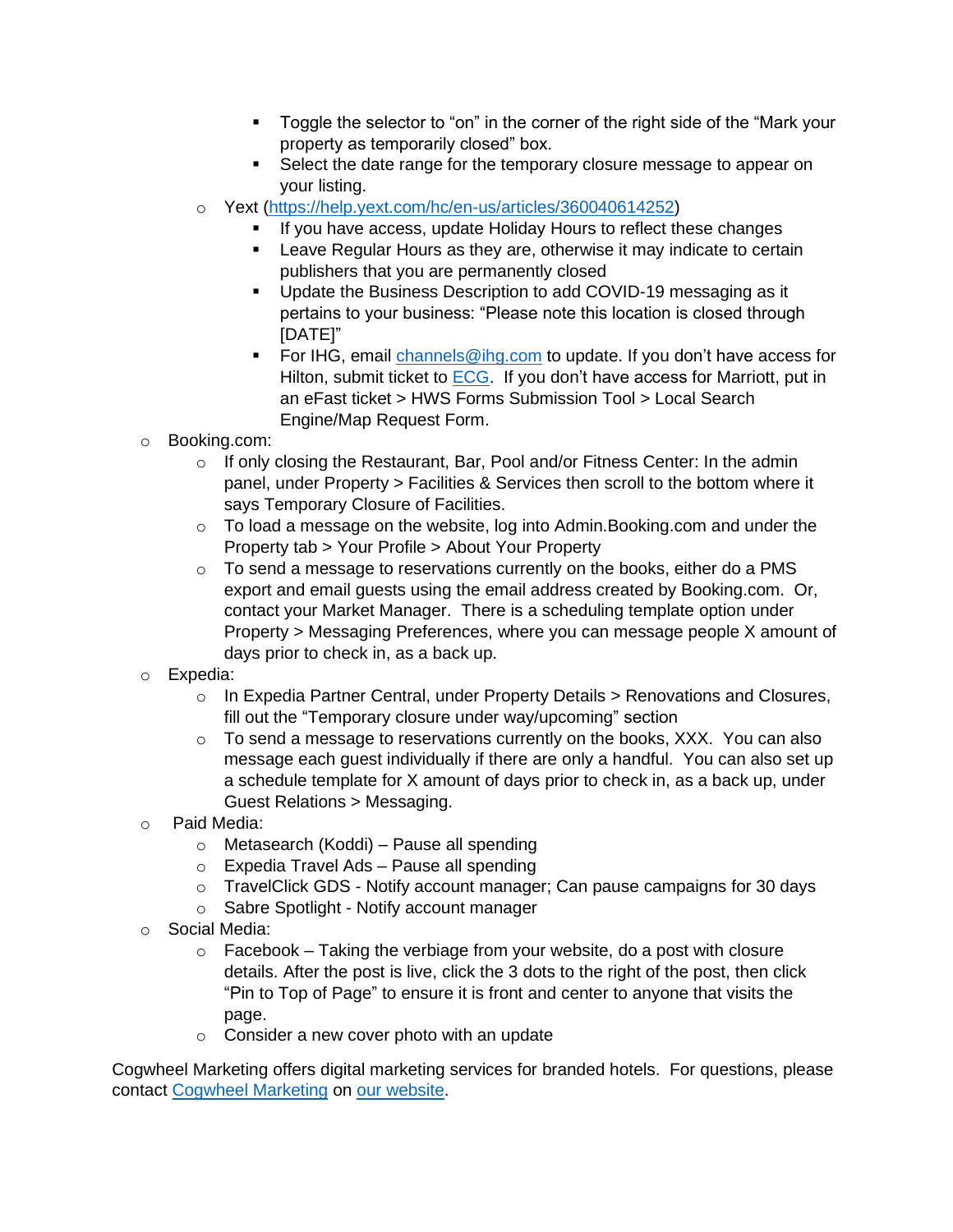- Toggle the selector to "on" in the corner of the right side of the "Mark your property as temporarily closed" box.
        - Select the date range for the temporary closure message to appear on your listing.
    - Yext (https://help.yext.com/hc/en-us/articles/360040614252)
        - If you have access, update Holiday Hours to reflect these changes
        - Leave Regular Hours as they are, otherwise it may indicate to certain publishers that you are permanently closed
        - Update the Business Description to add COVID-19 messaging as it pertains to your business: "Please note this location is closed through [DATE]"
        - For IHG, email channels@ihg.com to update. If you don't have access for Hilton, submit ticket to ECG. If you don't have access for Marriott, put in an eFast ticket > HWS Forms Submission Tool > Local Search Engine/Map Request Form.
- Booking.com:
    - If only closing the Restaurant, Bar, Pool and/or Fitness Center: In the admin panel, under Property > Facilities & Services then scroll to the bottom where it says Temporary Closure of Facilities.
    - To load a message on the website, log into Admin.Booking.com and under the Property tab > Your Profile > About Your Property
    - To send a message to reservations currently on the books, either do a PMS export and email guests using the email address created by Booking.com. Or, contact your Market Manager. There is a scheduling template option under Property > Messaging Preferences, where you can message people X amount of days prior to check in, as a back up.
- Expedia:
    - In Expedia Partner Central, under Property Details > Renovations and Closures, fill out the "Temporary closure under way/upcoming" section
    - To send a message to reservations currently on the books, XXX. You can also message each guest individually if there are only a handful. You can also set up a schedule template for X amount of days prior to check in, as a back up, under Guest Relations > Messaging.
- Paid Media:
    - Metasearch (Koddi) – Pause all spending
    - Expedia Travel Ads – Pause all spending
    - TravelClick GDS - Notify account manager; Can pause campaigns for 30 days
    - Sabre Spotlight - Notify account manager
- Social Media:
    - Facebook – Taking the verbiage from your website, do a post with closure details. After the post is live, click the 3 dots to the right of the post, then click "Pin to Top of Page" to ensure it is front and center to anyone that visits the page.
    - Consider a new cover photo with an update

Cogwheel Marketing offers digital marketing services for branded hotels. For questions, please contact Cogwheel Marketing on our website.